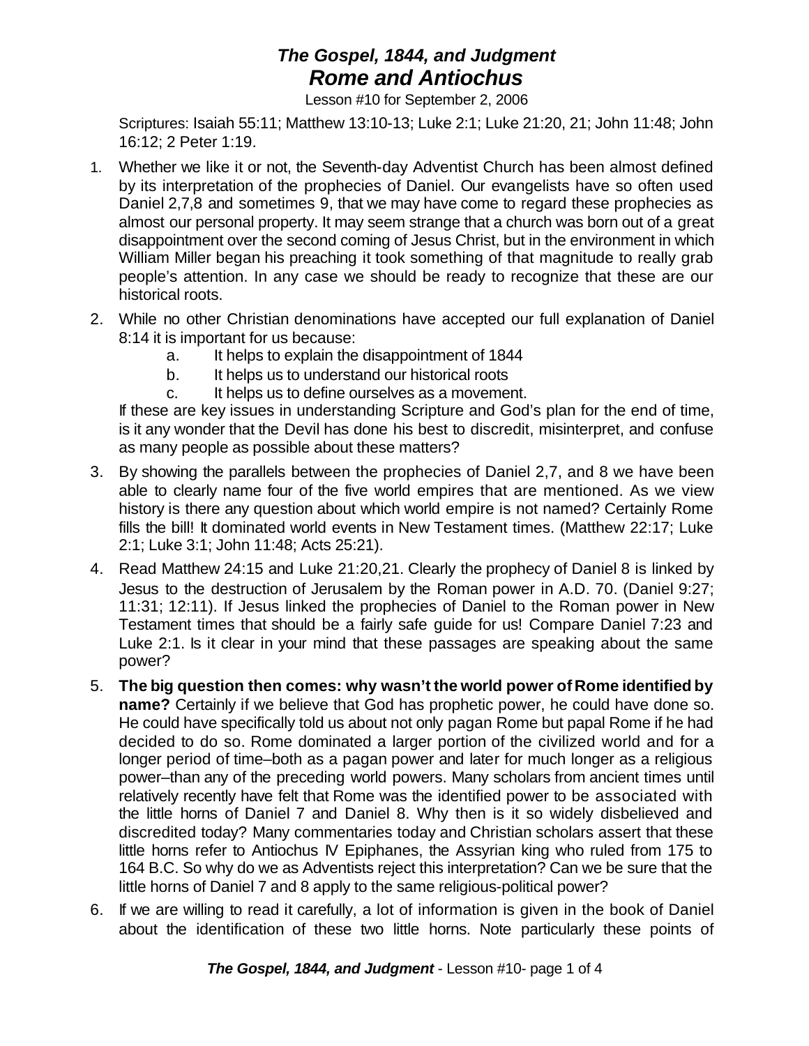# *The Gospel, 1844, and Judgment*
# *Rome and Antiochus*

Lesson #10 for September 2, 2006

Scriptures: Isaiah 55:11; Matthew 13:10-13; Luke 2:1; Luke 21:20, 21; John 11:48; John 16:12; 2 Peter 1:19.

1. Whether we like it or not, the Seventh-day Adventist Church has been almost defined by its interpretation of the prophecies of Daniel. Our evangelists have so often used Daniel 2,7,8 and sometimes 9, that we may have come to regard these prophecies as almost our personal property. It may seem strange that a church was born out of a great disappointment over the second coming of Jesus Christ, but in the environment in which William Miller began his preaching it took something of that magnitude to really grab people's attention. In any case we should be ready to recognize that these are our historical roots.
2. While no other Christian denominations have accepted our full explanation of Daniel 8:14 it is important for us because:
   a. It helps to explain the disappointment of 1844
   b. It helps us to understand our historical roots
   c. It helps us to define ourselves as a movement.

   If these are key issues in understanding Scripture and God's plan for the end of time, is it any wonder that the Devil has done his best to discredit, misinterpret, and confuse as many people as possible about these matters?
3. By showing the parallels between the prophecies of Daniel 2,7, and 8 we have been able to clearly name four of the five world empires that are mentioned. As we view history is there any question about which world empire is not named? Certainly Rome fills the bill! It dominated world events in New Testament times. (Matthew 22:17; Luke 2:1; Luke 3:1; John 11:48; Acts 25:21).
4. Read Matthew 24:15 and Luke 21:20,21. Clearly the prophecy of Daniel 8 is linked by Jesus to the destruction of Jerusalem by the Roman power in A.D. 70. (Daniel 9:27; 11:31; 12:11). If Jesus linked the prophecies of Daniel to the Roman power in New Testament times that should be a fairly safe guide for us! Compare Daniel 7:23 and Luke 2:1. Is it clear in your mind that these passages are speaking about the same power?
5. **The big question then comes: why wasn't the world power of Rome identified by name?** Certainly if we believe that God has prophetic power, he could have done so. He could have specifically told us about not only pagan Rome but papal Rome if he had decided to do so. Rome dominated a larger portion of the civilized world and for a longer period of time–both as a pagan power and later for much longer as a religious power–than any of the preceding world powers. Many scholars from ancient times until relatively recently have felt that Rome was the identified power to be associated with the little horns of Daniel 7 and Daniel 8. Why then is it so widely disbelieved and discredited today? Many commentaries today and Christian scholars assert that these little horns refer to Antiochus IV Epiphanes, the Assyrian king who ruled from 175 to 164 B.C. So why do we as Adventists reject this interpretation? Can we be sure that the little horns of Daniel 7 and 8 apply to the same religious-political power?
6. If we are willing to read it carefully, a lot of information is given in the book of Daniel about the identification of these two little horns. Note particularly these points of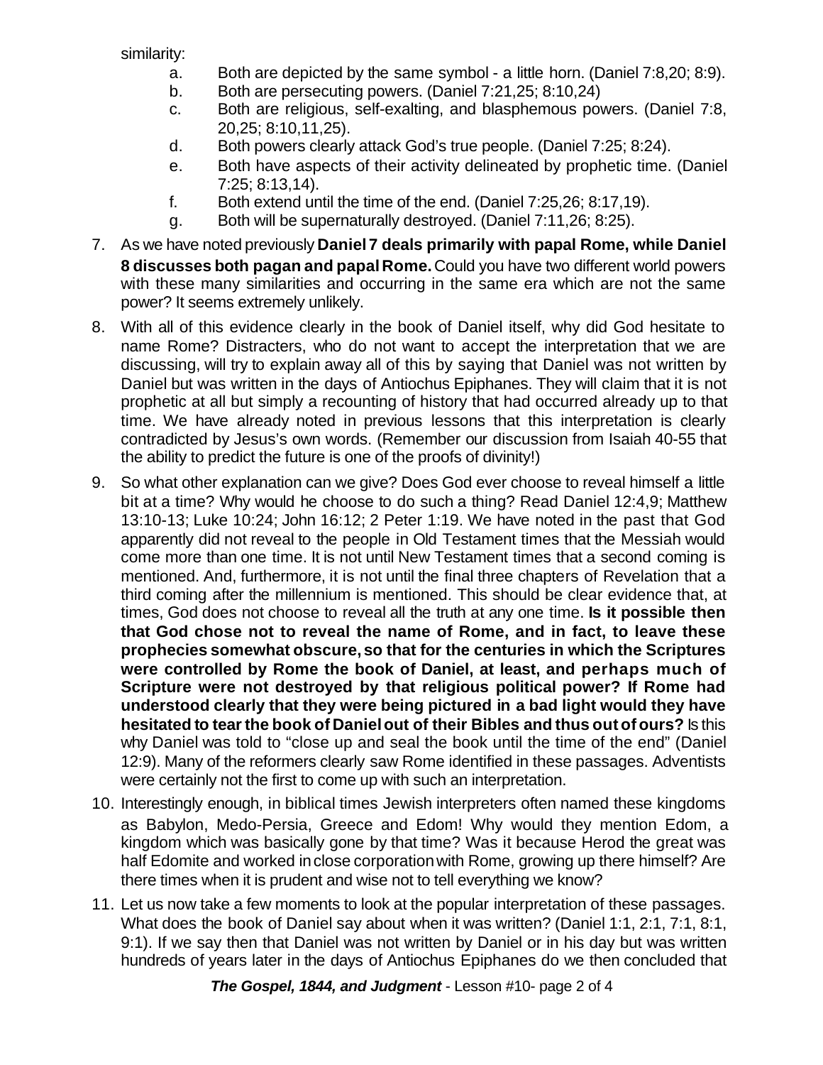similarity:

a. Both are depicted by the same symbol - a little horn. (Daniel 7:8,20; 8:9).
b. Both are persecuting powers. (Daniel 7:21,25; 8:10,24)
c. Both are religious, self-exalting, and blasphemous powers. (Daniel 7:8, 20,25; 8:10,11,25).
d. Both powers clearly attack God's true people. (Daniel 7:25; 8:24).
e. Both have aspects of their activity delineated by prophetic time. (Daniel 7:25; 8:13,14).
f. Both extend until the time of the end. (Daniel 7:25,26; 8:17,19).
g. Both will be supernaturally destroyed. (Daniel 7:11,26; 8:25).

7. As we have noted previously **Daniel 7 deals primarily with papal Rome, while Daniel 8 discusses both pagan and papal Rome.** Could you have two different world powers with these many similarities and occurring in the same era which are not the same power? It seems extremely unlikely.

8. With all of this evidence clearly in the book of Daniel itself, why did God hesitate to name Rome? Distracters, who do not want to accept the interpretation that we are discussing, will try to explain away all of this by saying that Daniel was not written by Daniel but was written in the days of Antiochus Epiphanes. They will claim that it is not prophetic at all but simply a recounting of history that had occurred already up to that time. We have already noted in previous lessons that this interpretation is clearly contradicted by Jesus's own words. (Remember our discussion from Isaiah 40-55 that the ability to predict the future is one of the proofs of divinity!)

9. So what other explanation can we give? Does God ever choose to reveal himself a little bit at a time? Why would he choose to do such a thing? Read Daniel 12:4,9; Matthew 13:10-13; Luke 10:24; John 16:12; 2 Peter 1:19. We have noted in the past that God apparently did not reveal to the people in Old Testament times that the Messiah would come more than one time. It is not until New Testament times that a second coming is mentioned. And, furthermore, it is not until the final three chapters of Revelation that a third coming after the millennium is mentioned. This should be clear evidence that, at times, God does not choose to reveal all the truth at any one time. **Is it possible then that God chose not to reveal the name of Rome, and in fact, to leave these prophecies somewhat obscure, so that for the centuries in which the Scriptures were controlled by Rome the book of Daniel, at least, and perhaps much of Scripture were not destroyed by that religious political power? If Rome had understood clearly that they were being pictured in a bad light would they have hesitated to tear the book of Daniel out of their Bibles and thus out of ours?** Is this why Daniel was told to "close up and seal the book until the time of the end" (Daniel 12:9). Many of the reformers clearly saw Rome identified in these passages. Adventists were certainly not the first to come up with such an interpretation.

10. Interestingly enough, in biblical times Jewish interpreters often named these kingdoms as Babylon, Medo-Persia, Greece and Edom! Why would they mention Edom, a kingdom which was basically gone by that time? Was it because Herod the great was half Edomite and worked in close corporation with Rome, growing up there himself? Are there times when it is prudent and wise not to tell everything we know?

11. Let us now take a few moments to look at the popular interpretation of these passages. What does the book of Daniel say about when it was written? (Daniel 1:1, 2:1, 7:1, 8:1, 9:1). If we say then that Daniel was not written by Daniel or in his day but was written hundreds of years later in the days of Antiochus Epiphanes do we then concluded that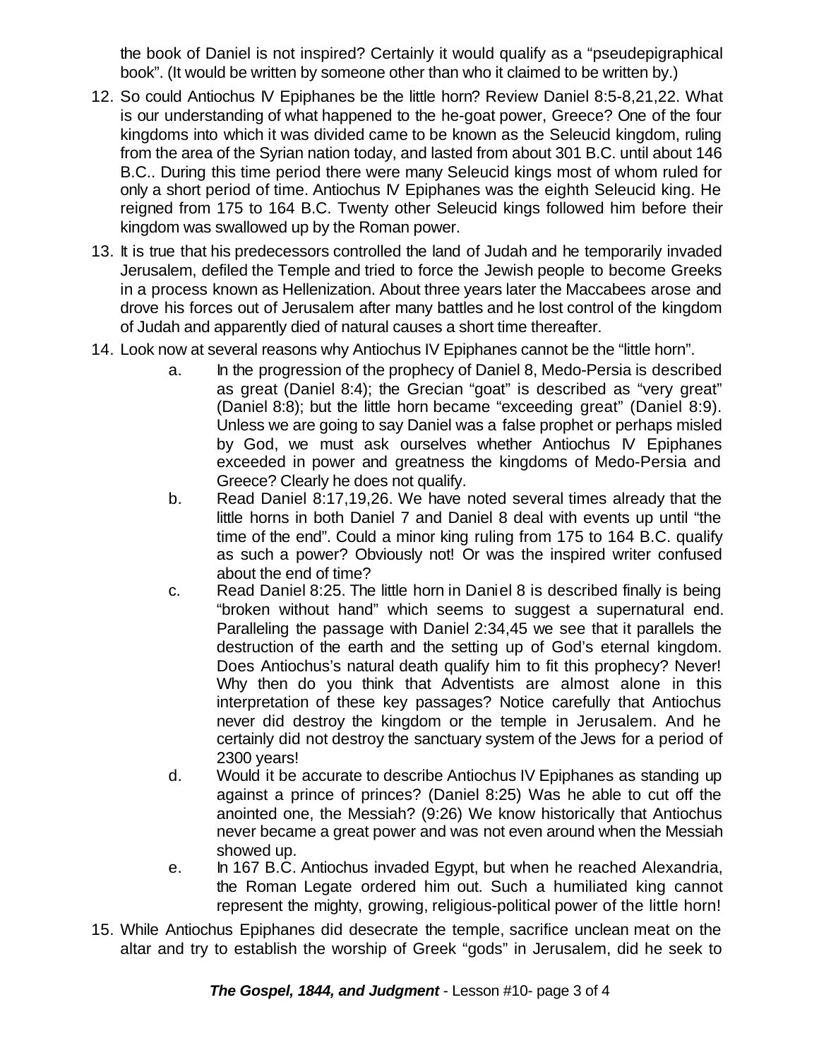the book of Daniel is not inspired? Certainly it would qualify as a "pseudepigraphical book". (It would be written by someone other than who it claimed to be written by.)

12. So could Antiochus IV Epiphanes be the little horn? Review Daniel 8:5-8,21,22. What is our understanding of what happened to the he-goat power, Greece? One of the four kingdoms into which it was divided came to be known as the Seleucid kingdom, ruling from the area of the Syrian nation today, and lasted from about 301 B.C. until about 146 B.C.. During this time period there were many Seleucid kings most of whom ruled for only a short period of time. Antiochus IV Epiphanes was the eighth Seleucid king. He reigned from 175 to 164 B.C. Twenty other Seleucid kings followed him before their kingdom was swallowed up by the Roman power.

13. It is true that his predecessors controlled the land of Judah and he temporarily invaded Jerusalem, defiled the Temple and tried to force the Jewish people to become Greeks in a process known as Hellenization. About three years later the Maccabees arose and drove his forces out of Jerusalem after many battles and he lost control of the kingdom of Judah and apparently died of natural causes a short time thereafter.

14. Look now at several reasons why Antiochus IV Epiphanes cannot be the "little horn".
    a. In the progression of the prophecy of Daniel 8, Medo-Persia is described as great (Daniel 8:4); the Grecian "goat" is described as "very great" (Daniel 8:8); but the little horn became "exceeding great" (Daniel 8:9). Unless we are going to say Daniel was a false prophet or perhaps misled by God, we must ask ourselves whether Antiochus IV Epiphanes exceeded in power and greatness the kingdoms of Medo-Persia and Greece? Clearly he does not qualify.
    b. Read Daniel 8:17,19,26. We have noted several times already that the little horns in both Daniel 7 and Daniel 8 deal with events up until "the time of the end". Could a minor king ruling from 175 to 164 B.C. qualify as such a power? Obviously not! Or was the inspired writer confused about the end of time?
    c. Read Daniel 8:25. The little horn in Daniel 8 is described finally is being "broken without hand" which seems to suggest a supernatural end. Paralleling the passage with Daniel 2:34,45 we see that it parallels the destruction of the earth and the setting up of God's eternal kingdom. Does Antiochus's natural death qualify him to fit this prophecy? Never! Why then do you think that Adventists are almost alone in this interpretation of these key passages? Notice carefully that Antiochus never did destroy the kingdom or the temple in Jerusalem. And he certainly did not destroy the sanctuary system of the Jews for a period of 2300 years!
    d. Would it be accurate to describe Antiochus IV Epiphanes as standing up against a prince of princes? (Daniel 8:25) Was he able to cut off the anointed one, the Messiah? (9:26) We know historically that Antiochus never became a great power and was not even around when the Messiah showed up.
    e. In 167 B.C. Antiochus invaded Egypt, but when he reached Alexandria, the Roman Legate ordered him out. Such a humiliated king cannot represent the mighty, growing, religious-political power of the little horn!

15. While Antiochus Epiphanes did desecrate the temple, sacrifice unclean meat on the altar and try to establish the worship of Greek "gods" in Jerusalem, did he seek to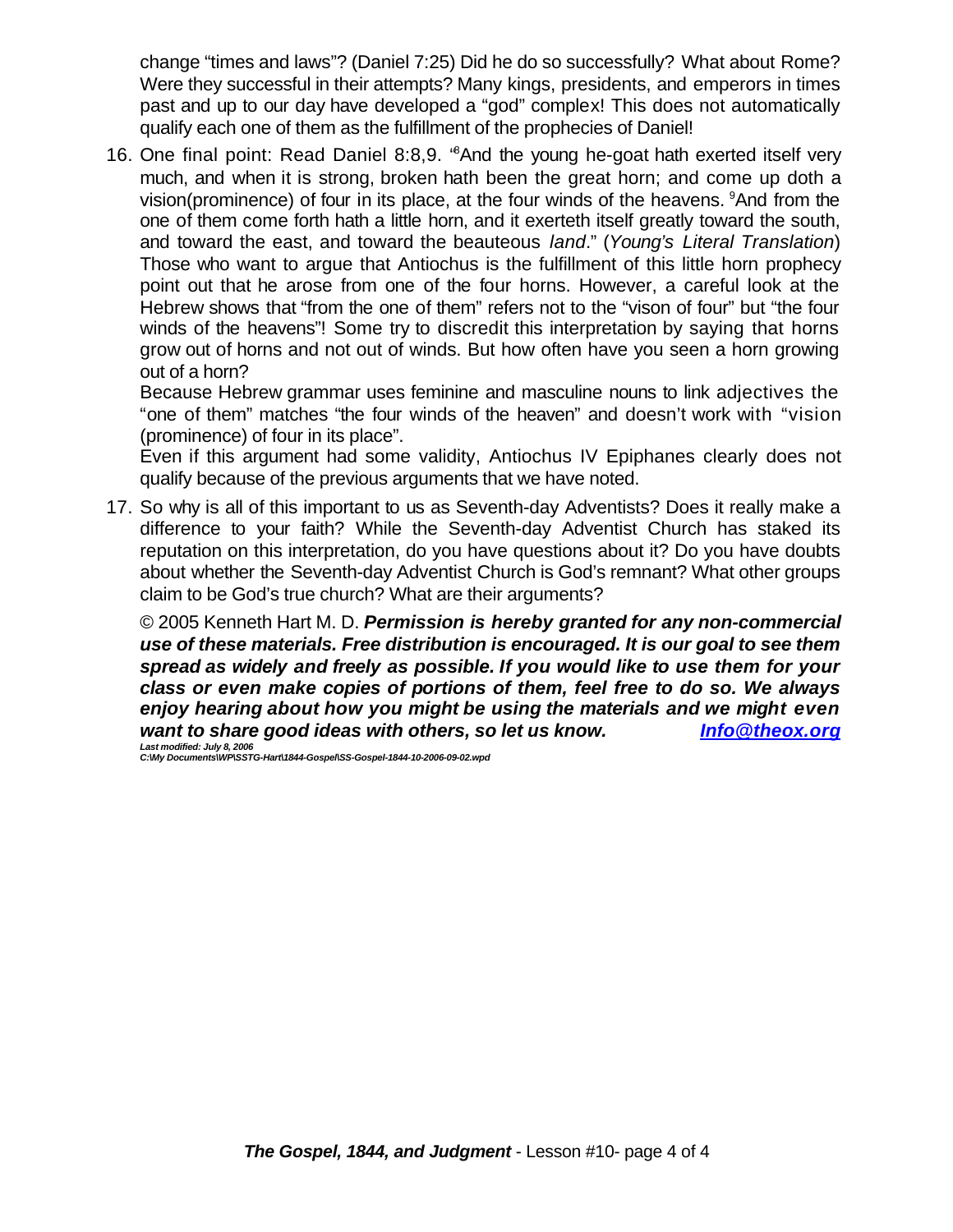change "times and laws"? (Daniel 7:25) Did he do so successfully? What about Rome? Were they successful in their attempts? Many kings, presidents, and emperors in times past and up to our day have developed a "god" complex! This does not automatically qualify each one of them as the fulfillment of the prophecies of Daniel!

16. One final point: Read Daniel 8:8,9. "[8]And the young he-goat hath exerted itself very much, and when it is strong, broken hath been the great horn; and come up doth a vision(prominence) of four in its place, at the four winds of the heavens. [9]And from the one of them come forth hath a little horn, and it exerteth itself greatly toward the south, and toward the east, and toward the beauteous *land*." (*Young's Literal Translation*) Those who want to argue that Antiochus is the fulfillment of this little horn prophecy point out that he arose from one of the four horns. However, a careful look at the Hebrew shows that "from the one of them" refers not to the "vison of four" but "the four winds of the heavens"! Some try to discredit this interpretation by saying that horns grow out of horns and not out of winds. But how often have you seen a horn growing out of a horn?

    Because Hebrew grammar uses feminine and masculine nouns to link adjectives the "one of them" matches "the four winds of the heaven" and doesn't work with "vision (prominence) of four in its place".

    Even if this argument had some validity, Antiochus IV Epiphanes clearly does not qualify because of the previous arguments that we have noted.

17. So why is all of this important to us as Seventh-day Adventists? Does it really make a difference to your faith? While the Seventh-day Adventist Church has staked its reputation on this interpretation, do you have questions about it? Do you have doubts about whether the Seventh-day Adventist Church is God's remnant? What other groups claim to be God's true church? What are their arguments?

© 2005 Kenneth Hart M. D. ***Permission is hereby granted for any non-commercial use of these materials. Free distribution is encouraged. It is our goal to see them spread as widely and freely as possible. If you would like to use them for your class or even make copies of portions of them, feel free to do so. We always enjoy hearing about how you might be using the materials and we might even want to share good ideas with others, so let us know.*** ***Info@theox.org***

***Last modified: July 8, 2006***
***C:\My Documents\WP\SSTG-Hart\1844-Gospel\SS-Gospel-1844-10-2006-09-02.wpd***